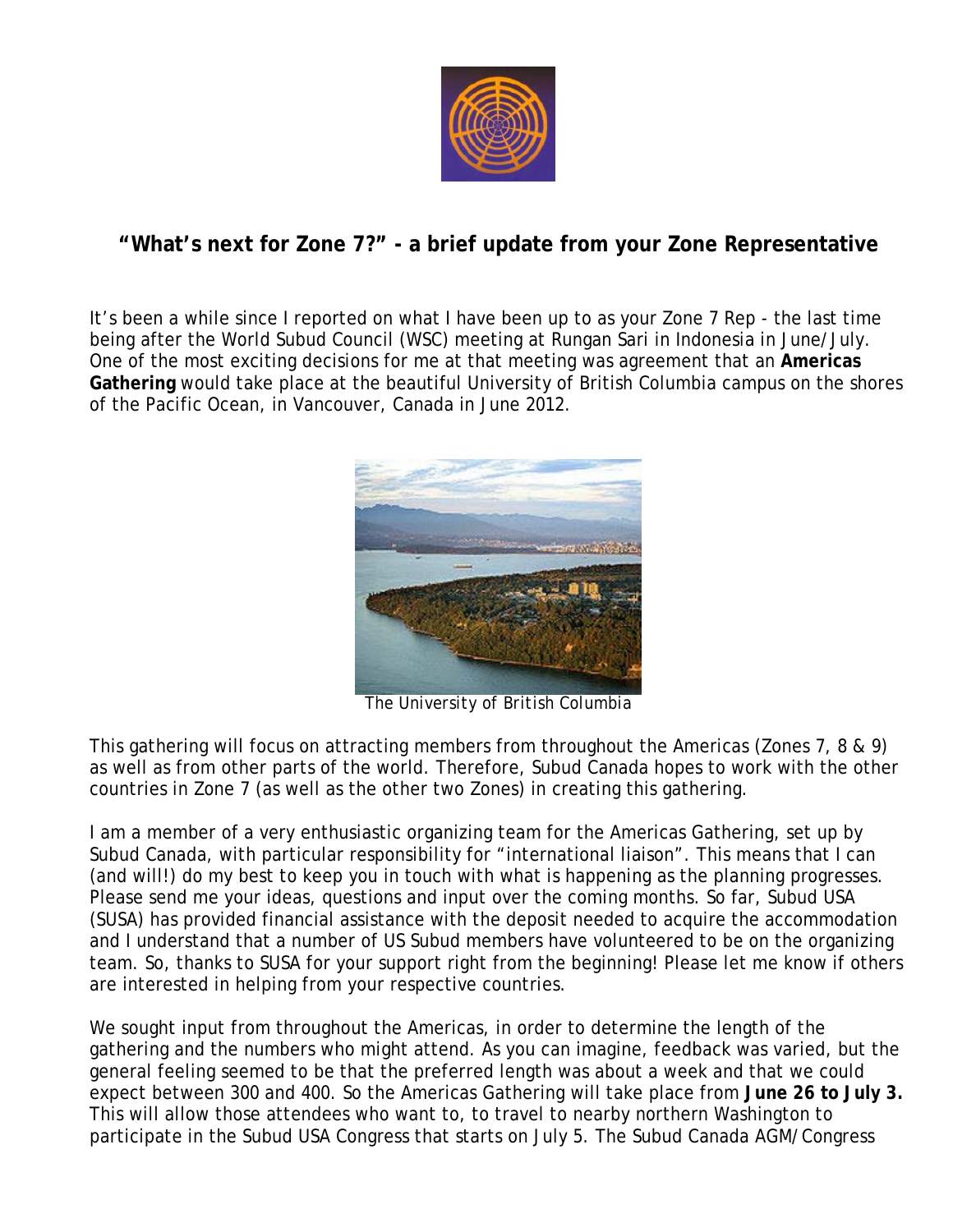## "What's next for Zone 7?" - a brief update from your Zone Representative

It's been a while since I reported on what I have been up to as your Zone 7 Rep - the last time being after the World Subud Council (WSC) meeting at Rungan Sari in Indonesia in June/July. One of the most exciting decisions for me at that meeting was agreement that an **Americas Gathering** would take place at the beautiful University of British Columbia campus on the shores of the Pacific Ocean, in Vancouver, Canada in June 2012.

*The University of British Columbia*

This gathering will focus on attracting members from throughout the Americas (Zones 7, 8 & 9) as well as from other parts of the world. Therefore, Subud Canada hopes to work with the other countries in Zone 7 (as well as the other two Zones) in creating this gathering.

I am a member of a very enthusiastic organizing team for the Americas Gathering, set up by Subud Canada, with particular responsibility for "international liaison". This means that I can (and will!) do my best to keep you in touch with what is happening as the planning progresses. Please send me your ideas, questions and input over the coming months. So far, Subud USA (SUSA) has provided financial assistance with the deposit needed to acquire the accommodation and I understand that a number of US Subud members have volunteered to be on the organizing team. So, thanks to SUSA for your support right from the beginning! Please let me know if others are interested in helping from your respective countries.

We sought input from throughout the Americas, in order to determine the length of the gathering and the numbers who might attend. As you can imagine, feedback was varied, but the general feeling seemed to be that the preferred length was about a week and that we could expect between 300 and 400. So the Americas Gathering will take place from **June 26 to July 3.** This will allow those attendees who want to, to travel to nearby northern Washington to participate in the Subud USA Congress that starts on July 5. The Subud Canada AGM/Congress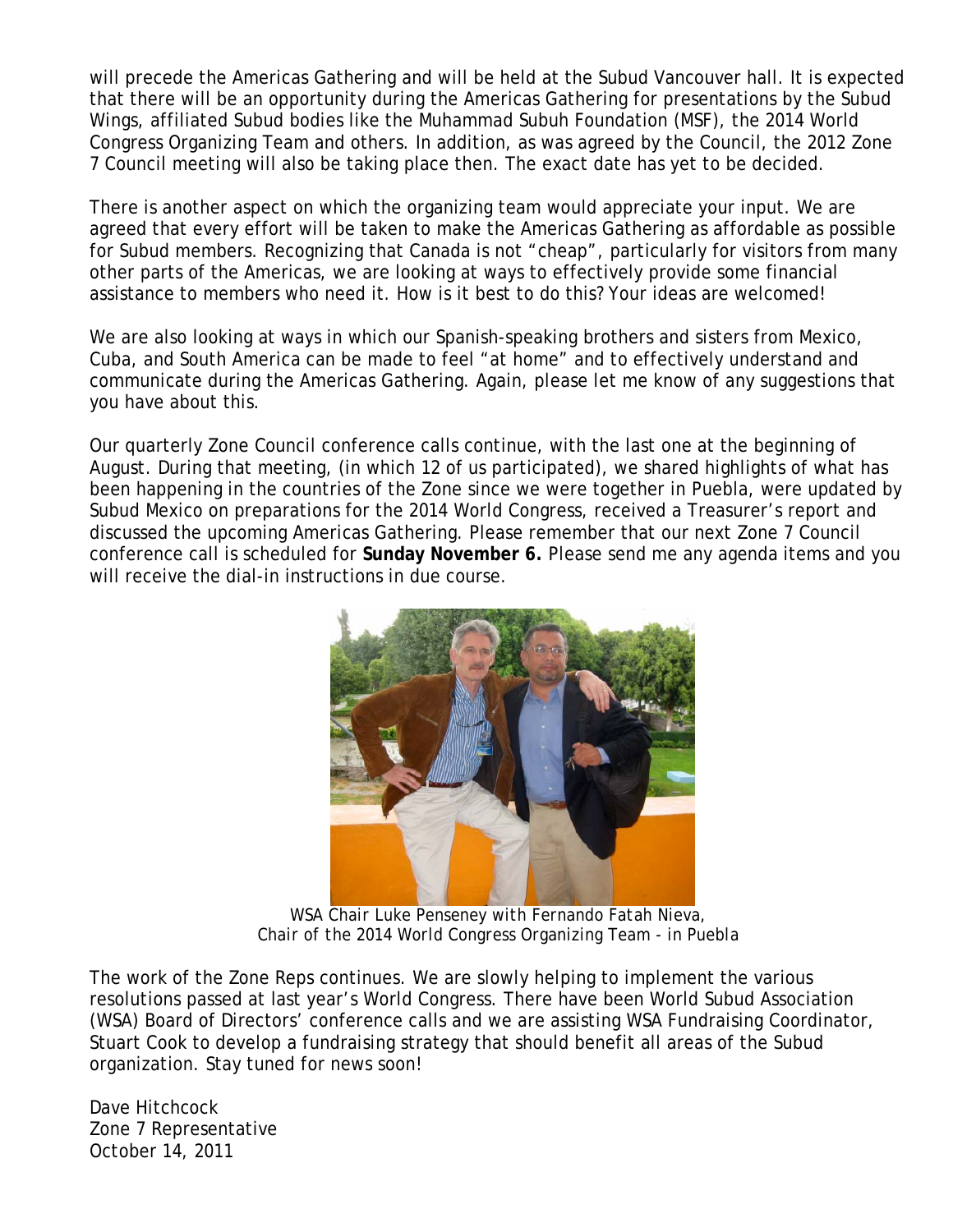will precede the Americas Gathering and will be held at the Subud Vancouver hall. It is expected that there will be an opportunity during the Americas Gathering for presentations by the Subud Wings, affiliated Subud bodies like the Muhammad Subuh Foundation (MSF), the 2014 World Congress Organizing Team and others. In addition, as was agreed by the Council, the 2012 Zone 7 Council meeting will also be taking place then. The exact date has yet to be decided.

There is another aspect on which the organizing team would appreciate your input. We are agreed that every effort will be taken to make the Americas Gathering as affordable as possible for Subud members. Recognizing that Canada is not "cheap", particularly for visitors from many other parts of the Americas, we are looking at ways to effectively provide some financial assistance to members who need it. How is it best to do this? Your ideas are welcomed!

We are also looking at ways in which our Spanish-speaking brothers and sisters from Mexico, Cuba, and South America can be made to feel "at home" and to effectively understand and communicate during the Americas Gathering. Again, please let me know of any suggestions that you have about this.

Our quarterly Zone Council conference calls continue, with the last one at the beginning of August. During that meeting, (in which 12 of us participated), we shared highlights of what has been happening in the countries of the Zone since we were together in Puebla, were updated by Subud Mexico on preparations for the 2014 World Congress, received a Treasurer's report and discussed the upcoming Americas Gathering. Please remember that our next Zone 7 Council conference call is scheduled for **Sunday November 6.** Please send me any agenda items and you will receive the dial-in instructions in due course.

*WSA Chair Luke Penseney with Fernando Fatah Nieva,*
*Chair of the 2014 World Congress Organizing Team - in Puebla*

The work of the Zone Reps continues. We are slowly helping to implement the various resolutions passed at last year's World Congress. There have been World Subud Association (WSA) Board of Directors' conference calls and we are assisting WSA Fundraising Coordinator, Stuart Cook to develop a fundraising strategy that should benefit all areas of the Subud organization. Stay tuned for news soon!

Dave Hitchcock
Zone 7 Representative
October 14, 2011